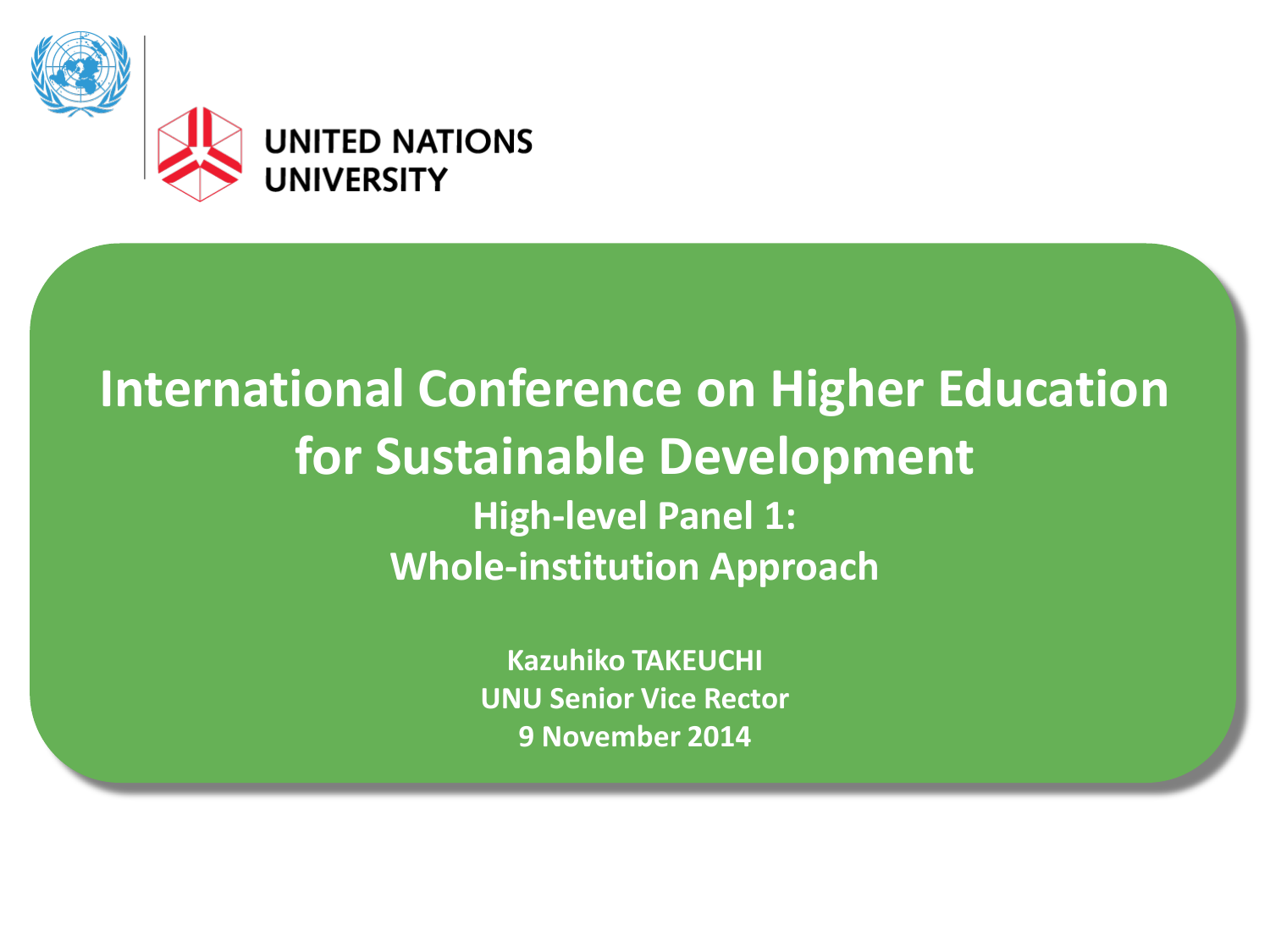UNITED NATIONS
UNIVERSITY

# International Conference on Higher Education for Sustainable Development

## High-level Panel 1: Whole-institution Approach

**Kazuhiko TAKEUCHI**
**UNU Senior Vice Rector**
**9 November 2014**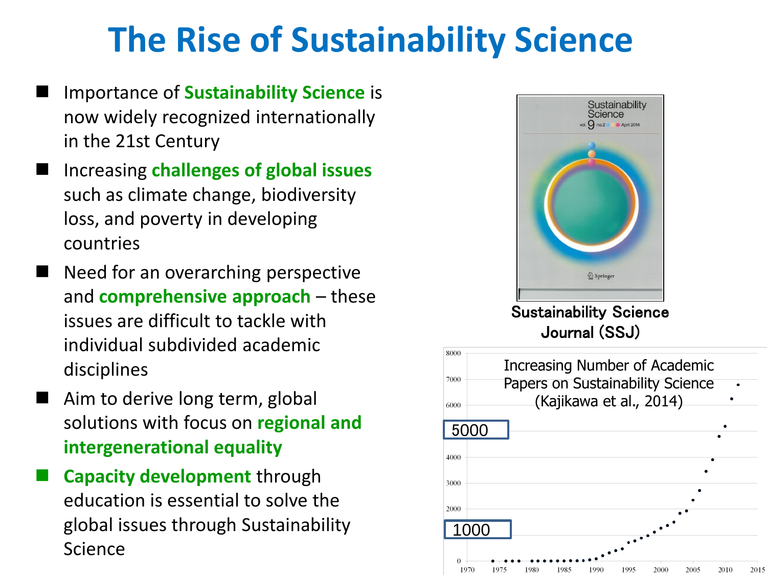# The Rise of Sustainability Science

- Importance of **Sustainability Science** is now widely recognized internationally in the 21st Century
- Increasing **challenges of global issues** such as climate change, biodiversity loss, and poverty in developing countries
- Need for an overarching perspective and **comprehensive approach** – these issues are difficult to tackle with individual subdivided academic disciplines
- Aim to derive long term, global solutions with focus on **regional and intergenerational equality**
- **Capacity development** through education is essential to solve the global issues through Sustainability Science

Sustainability Science Journal (SSJ)

Increasing Number of Academic Papers on Sustainability Science (Kajikawa et al., 2014)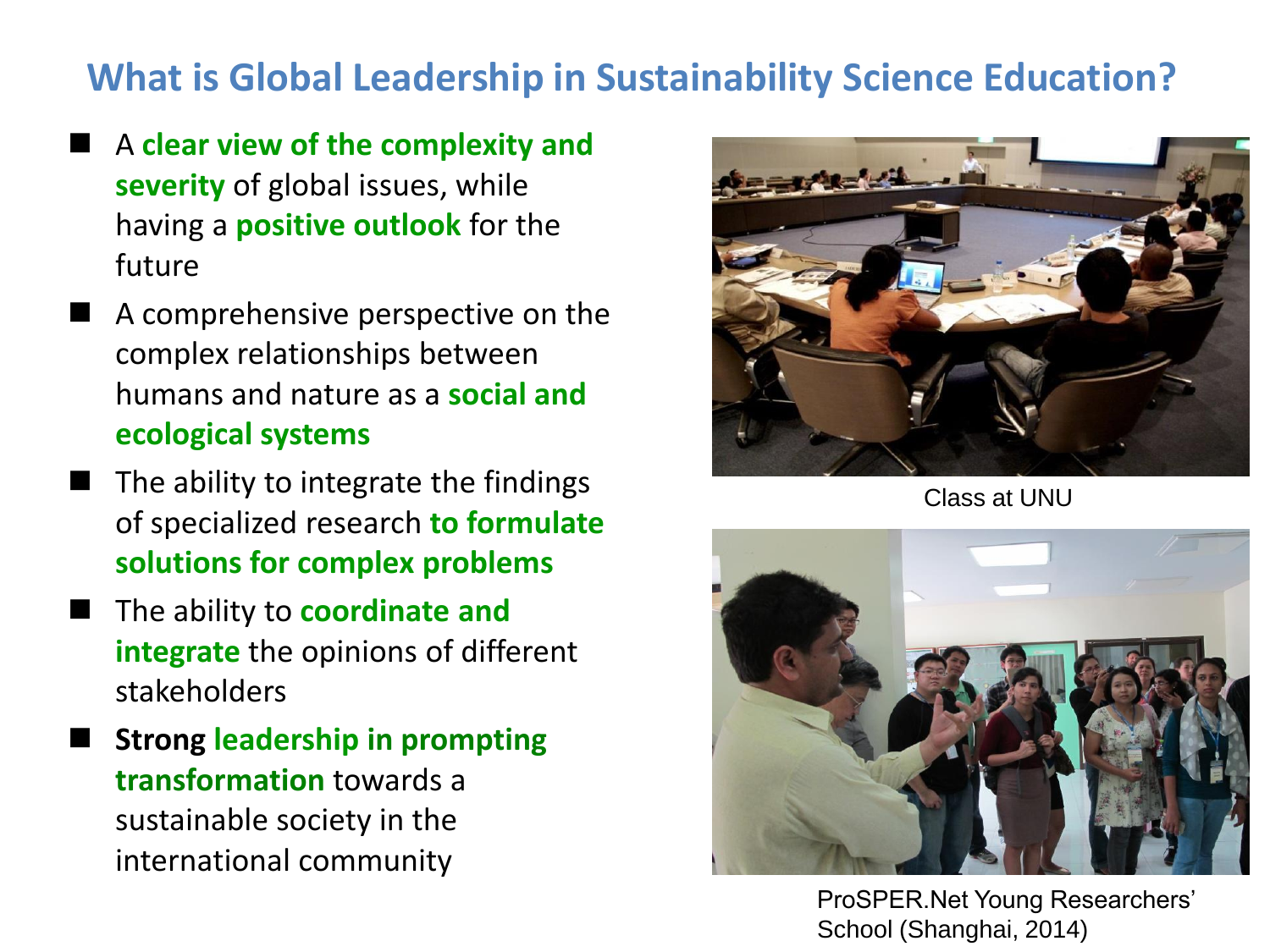## What is Global Leadership in Sustainability Science Education?

- A **clear view of the complexity and severity** of global issues, while having a **positive outlook** for the future
- A comprehensive perspective on the complex relationships between humans and nature as a **social and ecological systems**
- The ability to integrate the findings of specialized research **to formulate solutions for complex problems**
- The ability to **coordinate and integrate** the opinions of different stakeholders
- **Strong leadership in prompting transformation** towards a sustainable society in the international community

Class at UNU

ProSPER.Net Young Researchers' School (Shanghai, 2014)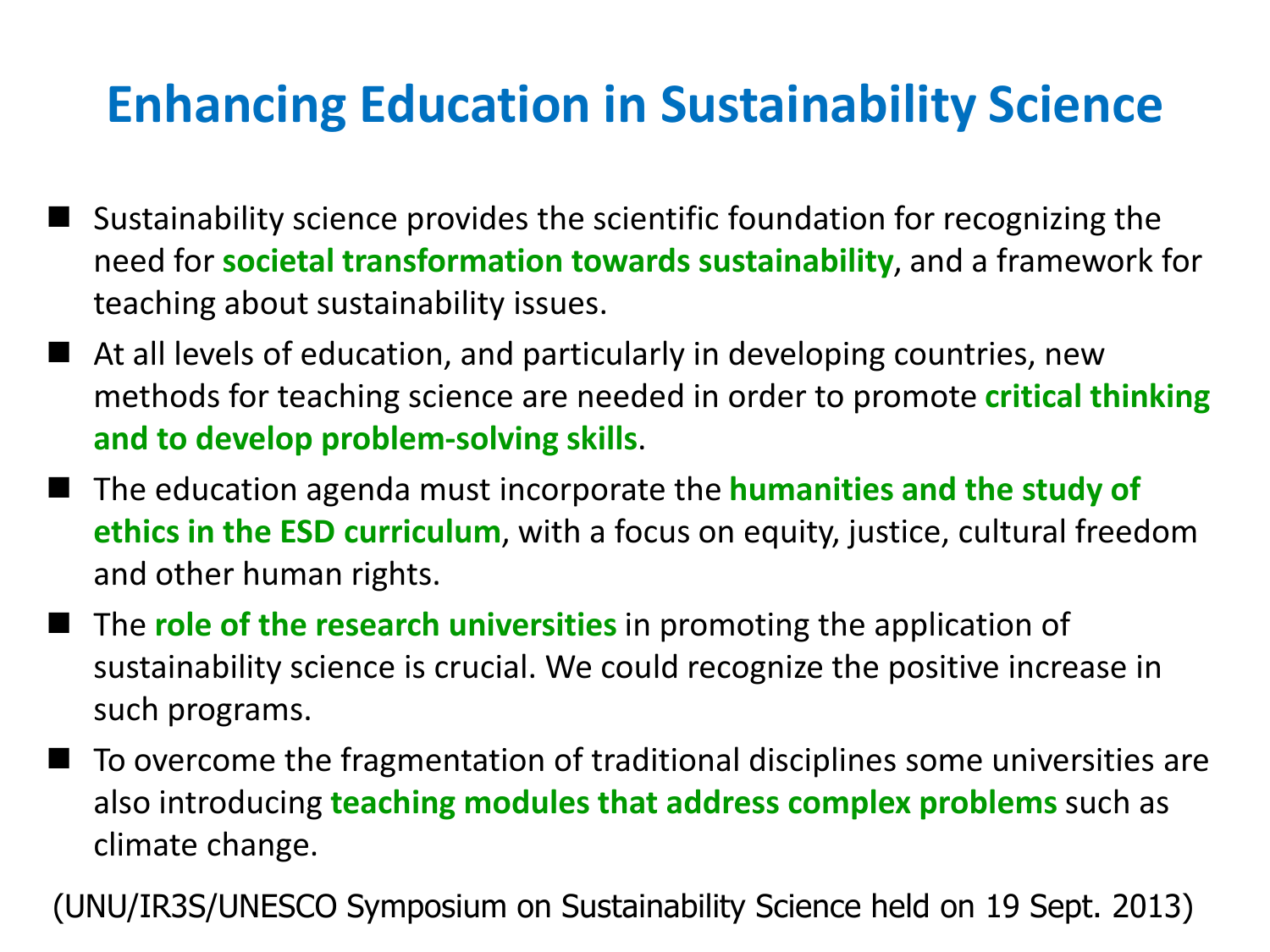# Enhancing Education in Sustainability Science

- Sustainability science provides the scientific foundation for recognizing the need for **societal transformation towards sustainability**, and a framework for teaching about sustainability issues.
- At all levels of education, and particularly in developing countries, new methods for teaching science are needed in order to promote **critical thinking and to develop problem-solving skills**.
- The education agenda must incorporate the **humanities and the study of ethics in the ESD curriculum**, with a focus on equity, justice, cultural freedom and other human rights.
- The **role of the research universities** in promoting the application of sustainability science is crucial. We could recognize the positive increase in such programs.
- To overcome the fragmentation of traditional disciplines some universities are also introducing **teaching modules that address complex problems** such as climate change.

(UNU/IR3S/UNESCO Symposium on Sustainability Science held on 19 Sept. 2013)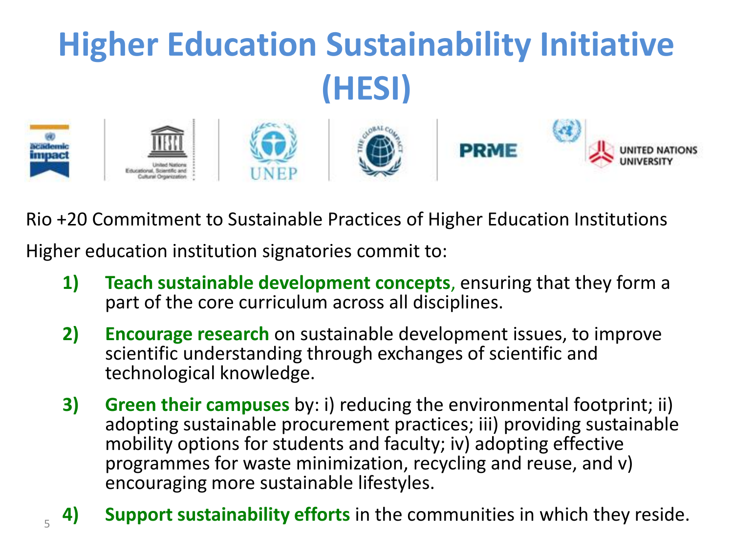# Higher Education Sustainability Initiative (HESI)

Rio +20 Commitment to Sustainable Practices of Higher Education Institutions

Higher education institution signatories commit to:

1) **Teach sustainable development concepts**, ensuring that they form a part of the core curriculum across all disciplines.
2) **Encourage research** on sustainable development issues, to improve scientific understanding through exchanges of scientific and technological knowledge.
3) **Green their campuses** by: i) reducing the environmental footprint; ii) adopting sustainable procurement practices; iii) providing sustainable mobility options for students and faculty; iv) adopting effective programmes for waste minimization, recycling and reuse, and v) encouraging more sustainable lifestyles.
4) **Support sustainability efforts** in the communities in which they reside.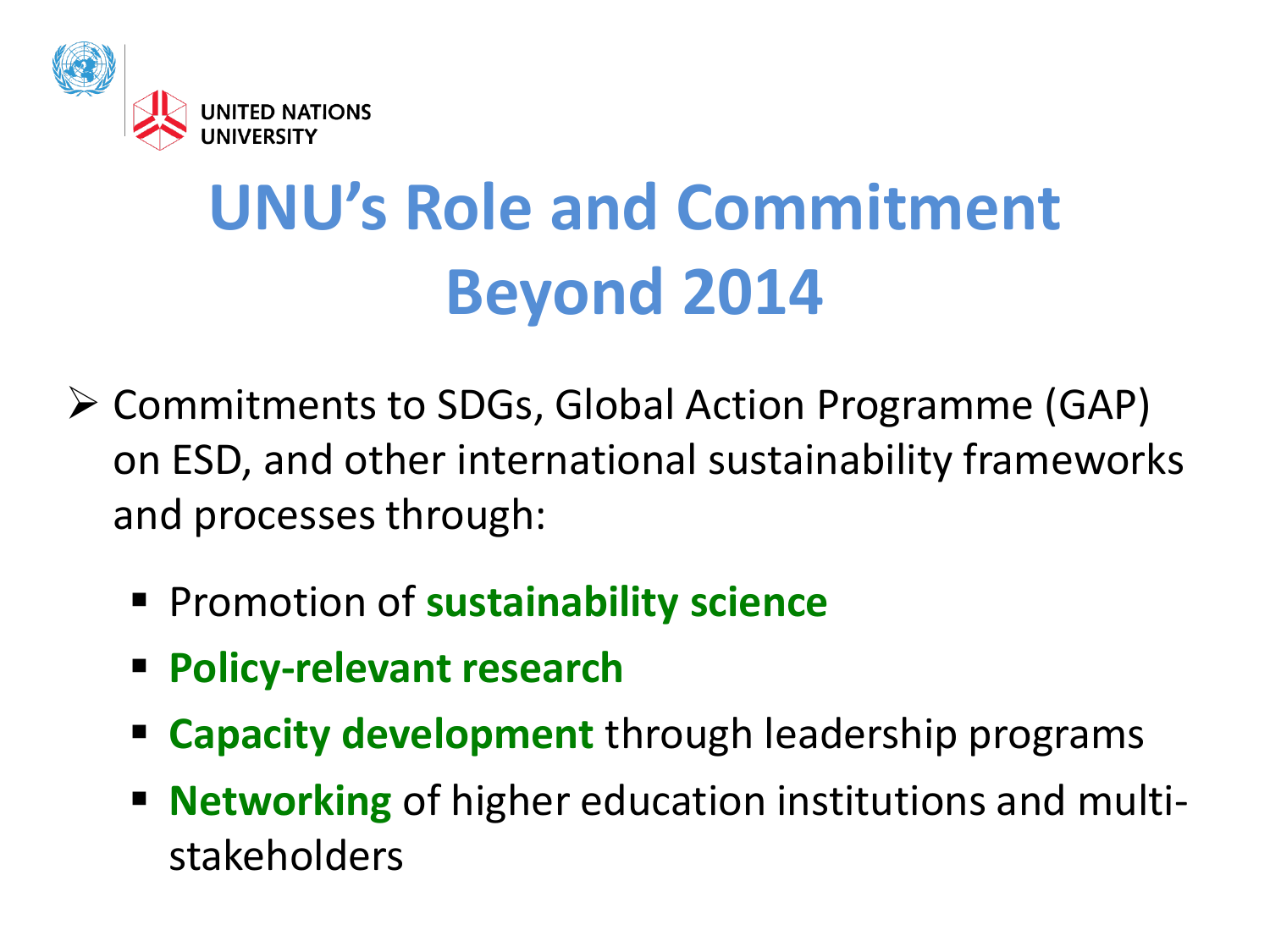UNITED NATIONS UNIVERSITY

# UNU's Role and Commitment Beyond 2014

- Commitments to SDGs, Global Action Programme (GAP) on ESD, and other international sustainability frameworks and processes through:
  - Promotion of **sustainability science**
  - **Policy-relevant research**
  - **Capacity development** through leadership programs
  - **Networking** of higher education institutions and multi-stakeholders